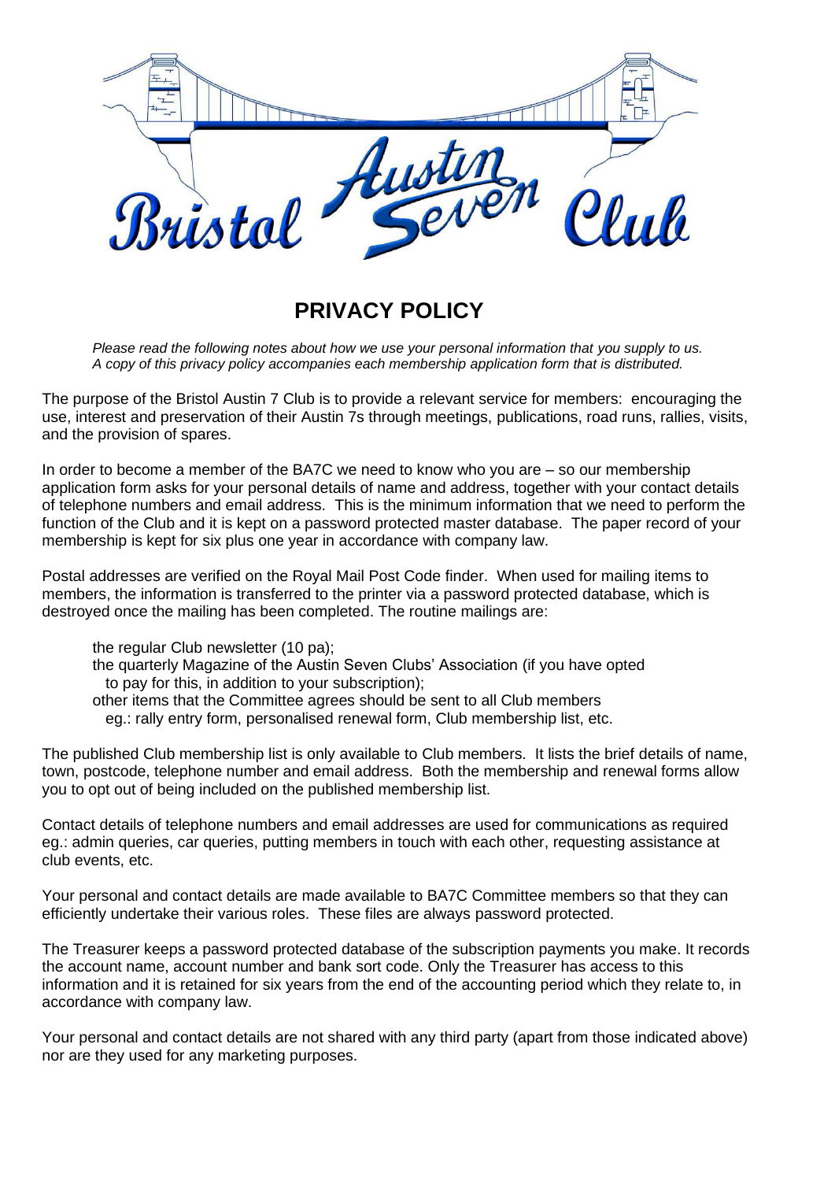Bristol Austin Seven Club

# PRIVACY POLICY

*Please read the following notes about how we use your personal information that you supply to us.*
*A copy of this privacy policy accompanies each membership application form that is distributed.*

The purpose of the Bristol Austin 7 Club is to provide a relevant service for members: encouraging the use, interest and preservation of their Austin 7s through meetings, publications, road runs, rallies, visits, and the provision of spares.

In order to become a member of the BA7C we need to know who you are – so our membership application form asks for your personal details of name and address, together with your contact details of telephone numbers and email address. This is the minimum information that we need to perform the function of the Club and it is kept on a password protected master database. The paper record of your membership is kept for six plus one year in accordance with company law.

Postal addresses are verified on the Royal Mail Post Code finder. When used for mailing items to members, the information is transferred to the printer via a password protected database, which is destroyed once the mailing has been completed. The routine mailings are:

- the regular Club newsletter (10 pa);
- the quarterly Magazine of the Austin Seven Clubs' Association (if you have opted to pay for this, in addition to your subscription);
- other items that the Committee agrees should be sent to all Club members eg.: rally entry form, personalised renewal form, Club membership list, etc.

The published Club membership list is only available to Club members. It lists the brief details of name, town, postcode, telephone number and email address. Both the membership and renewal forms allow you to opt out of being included on the published membership list.

Contact details of telephone numbers and email addresses are used for communications as required eg.: admin queries, car queries, putting members in touch with each other, requesting assistance at club events, etc.

Your personal and contact details are made available to BA7C Committee members so that they can efficiently undertake their various roles. These files are always password protected.

The Treasurer keeps a password protected database of the subscription payments you make. It records the account name, account number and bank sort code. Only the Treasurer has access to this information and it is retained for six years from the end of the accounting period which they relate to, in accordance with company law.

Your personal and contact details are not shared with any third party (apart from those indicated above) nor are they used for any marketing purposes.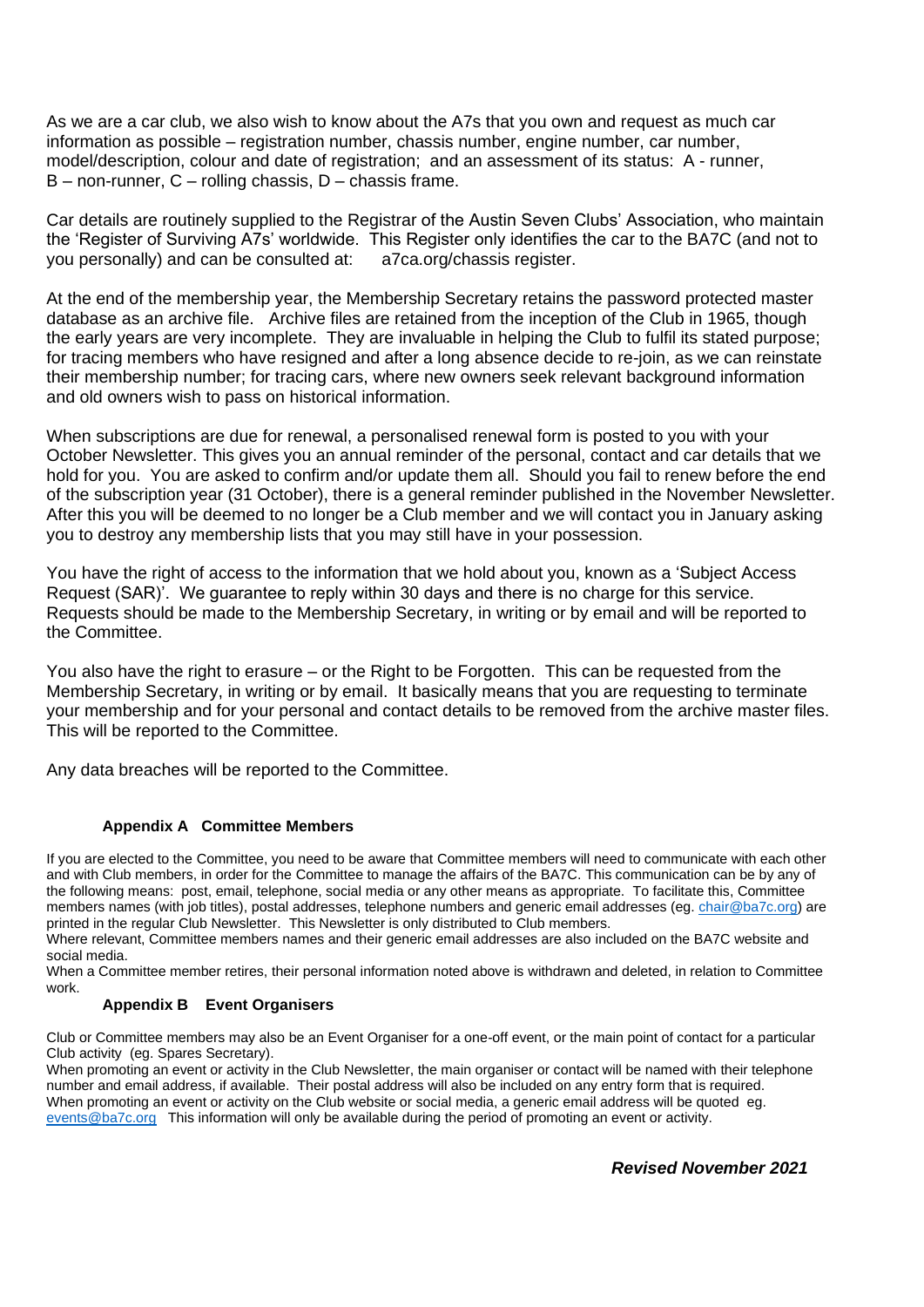As we are a car club, we also wish to know about the A7s that you own and request as much car information as possible – registration number, chassis number, engine number, car number, model/description, colour and date of registration; and an assessment of its status: A - runner, B – non-runner, C – rolling chassis, D – chassis frame.

Car details are routinely supplied to the Registrar of the Austin Seven Clubs' Association, who maintain the 'Register of Surviving A7s' worldwide. This Register only identifies the car to the BA7C (and not to you personally) and can be consulted at: a7ca.org/chassis register.

At the end of the membership year, the Membership Secretary retains the password protected master database as an archive file. Archive files are retained from the inception of the Club in 1965, though the early years are very incomplete. They are invaluable in helping the Club to fulfil its stated purpose; for tracing members who have resigned and after a long absence decide to re-join, as we can reinstate their membership number; for tracing cars, where new owners seek relevant background information and old owners wish to pass on historical information.

When subscriptions are due for renewal, a personalised renewal form is posted to you with your October Newsletter. This gives you an annual reminder of the personal, contact and car details that we hold for you. You are asked to confirm and/or update them all. Should you fail to renew before the end of the subscription year (31 October), there is a general reminder published in the November Newsletter. After this you will be deemed to no longer be a Club member and we will contact you in January asking you to destroy any membership lists that you may still have in your possession.

You have the right of access to the information that we hold about you, known as a 'Subject Access Request (SAR)'. We guarantee to reply within 30 days and there is no charge for this service. Requests should be made to the Membership Secretary, in writing or by email and will be reported to the Committee.

You also have the right to erasure – or the Right to be Forgotten. This can be requested from the Membership Secretary, in writing or by email. It basically means that you are requesting to terminate your membership and for your personal and contact details to be removed from the archive master files. This will be reported to the Committee.

Any data breaches will be reported to the Committee.

### Appendix A Committee Members

If you are elected to the Committee, you need to be aware that Committee members will need to communicate with each other and with Club members, in order for the Committee to manage the affairs of the BA7C. This communication can be by any of the following means: post, email, telephone, social media or any other means as appropriate. To facilitate this, Committee members names (with job titles), postal addresses, telephone numbers and generic email addresses (eg. chair@ba7c.org) are printed in the regular Club Newsletter. This Newsletter is only distributed to Club members.

Where relevant, Committee members names and their generic email addresses are also included on the BA7C website and social media.

When a Committee member retires, their personal information noted above is withdrawn and deleted, in relation to Committee work.

### Appendix B Event Organisers

Club or Committee members may also be an Event Organiser for a one-off event, or the main point of contact for a particular Club activity (eg. Spares Secretary).

When promoting an event or activity in the Club Newsletter, the main organiser or contact will be named with their telephone number and email address, if available. Their postal address will also be included on any entry form that is required.

When promoting an event or activity on the Club website or social media, a generic email address will be quoted eg. events@ba7c.org This information will only be available during the period of promoting an event or activity.

***Revised November 2021***